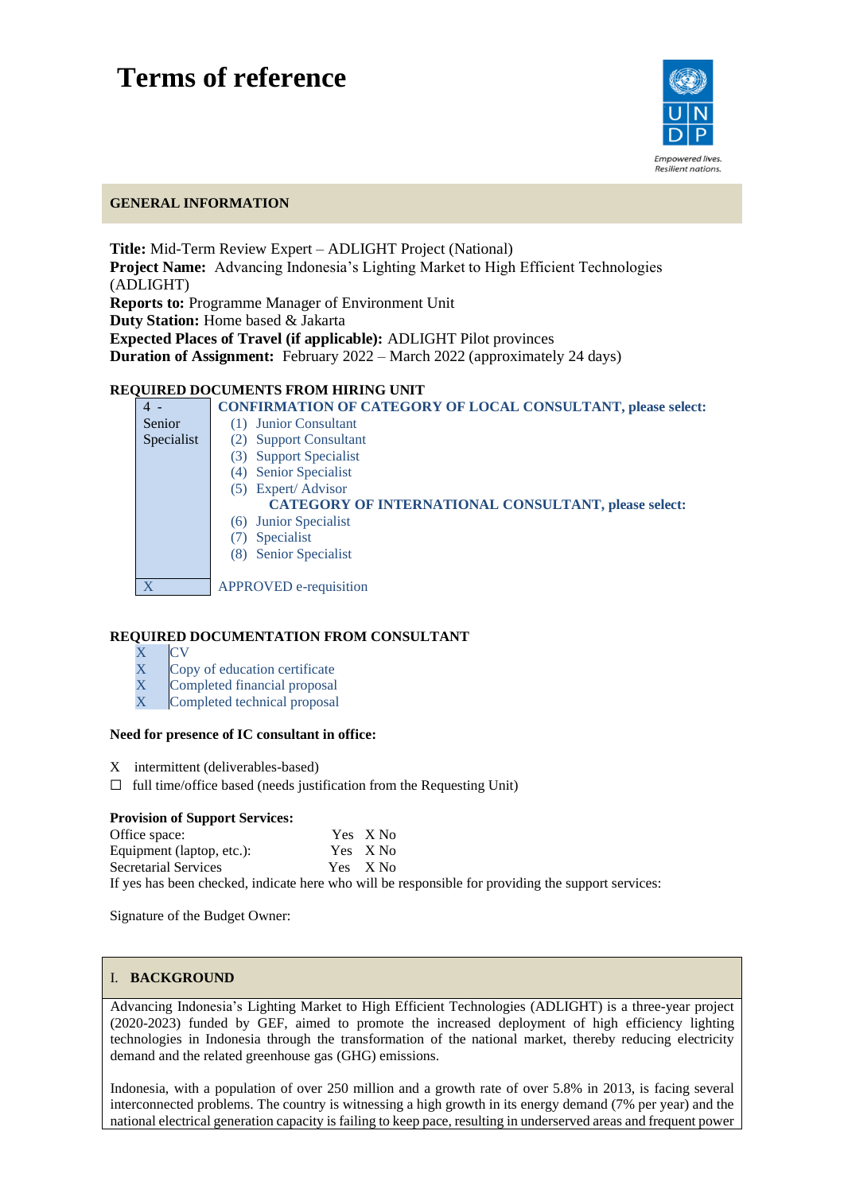# Terms of reference

**GENERAL INFORMATION**

**Title:** Mid-Term Review Expert – ADLIGHT Project (National)
**Project Name:** Advancing Indonesia's Lighting Market to High Efficient Technologies (ADLIGHT)
**Reports to:** Programme Manager of Environment Unit
**Duty Station:** Home based & Jakarta
**Expected Places of Travel (if applicable):** ADLIGHT Pilot provinces
**Duration of Assignment:** February 2022 – March 2022 (approximately 24 days)

**REQUIRED DOCUMENTS FROM HIRING UNIT**

| | |
|---|---|
| 4 - Senior Specialist | **CONFIRMATION OF CATEGORY OF LOCAL CONSULTANT, please select:**<br>(1) Junior Consultant<br>(2) Support Consultant<br>(3) Support Specialist<br>(4) Senior Specialist<br>(5) Expert/ Advisor<br>**CATEGORY OF INTERNATIONAL CONSULTANT, please select:**<br>(6) Junior Specialist<br>(7) Specialist<br>(8) Senior Specialist |
| X | APPROVED e-requisition |

**REQUIRED DOCUMENTATION FROM CONSULTANT**

| | |
|---|---|
| X | CV |
| X | Copy of education certificate |
| X | Completed financial proposal |
| X | Completed technical proposal |

**Need for presence of IC consultant in office:**

X intermittent (deliverables-based)
☐ full time/office based (needs justification from the Requesting Unit)

**Provision of Support Services:**

| | |
|---|---|
| Office space: | Yes X No |
| Equipment (laptop, etc.): | Yes X No |
| Secretarial Services | Yes X No |

If yes has been checked, indicate here who will be responsible for providing the support services:

Signature of the Budget Owner:

## I. BACKGROUND

Advancing Indonesia's Lighting Market to High Efficient Technologies (ADLIGHT) is a three-year project (2020-2023) funded by GEF, aimed to promote the increased deployment of high efficiency lighting technologies in Indonesia through the transformation of the national market, thereby reducing electricity demand and the related greenhouse gas (GHG) emissions.

Indonesia, with a population of over 250 million and a growth rate of over 5.8% in 2013, is facing several interconnected problems. The country is witnessing a high growth in its energy demand (7% per year) and the national electrical generation capacity is failing to keep pace, resulting in underserved areas and frequent power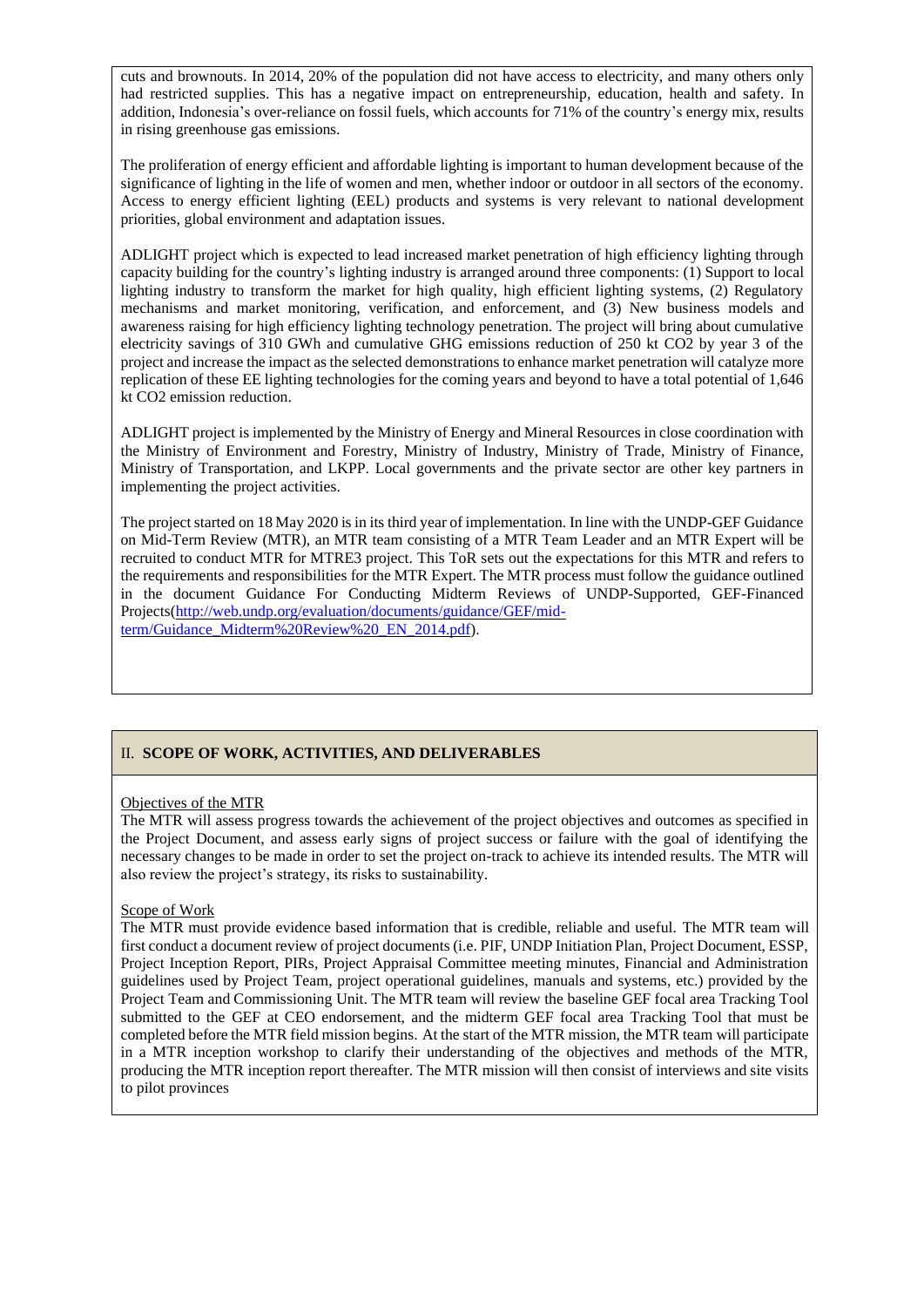cuts and brownouts. In 2014, 20% of the population did not have access to electricity, and many others only had restricted supplies. This has a negative impact on entrepreneurship, education, health and safety. In addition, Indonesia's over-reliance on fossil fuels, which accounts for 71% of the country's energy mix, results in rising greenhouse gas emissions.

The proliferation of energy efficient and affordable lighting is important to human development because of the significance of lighting in the life of women and men, whether indoor or outdoor in all sectors of the economy. Access to energy efficient lighting (EEL) products and systems is very relevant to national development priorities, global environment and adaptation issues.

ADLIGHT project which is expected to lead increased market penetration of high efficiency lighting through capacity building for the country's lighting industry is arranged around three components: (1) Support to local lighting industry to transform the market for high quality, high efficient lighting systems, (2) Regulatory mechanisms and market monitoring, verification, and enforcement, and (3) New business models and awareness raising for high efficiency lighting technology penetration. The project will bring about cumulative electricity savings of 310 GWh and cumulative GHG emissions reduction of 250 kt $CO_2$ by year 3 of the project and increase the impact as the selected demonstrations to enhance market penetration will catalyze more replication of these EE lighting technologies for the coming years and beyond to have a total potential of 1,646 kt $CO_2$ emission reduction.

ADLIGHT project is implemented by the Ministry of Energy and Mineral Resources in close coordination with the Ministry of Environment and Forestry, Ministry of Industry, Ministry of Trade, Ministry of Finance, Ministry of Transportation, and LKPP. Local governments and the private sector are other key partners in implementing the project activities.

The project started on 18 May 2020 is in its third year of implementation. In line with the UNDP-GEF Guidance on Mid-Term Review (MTR), an MTR team consisting of a MTR Team Leader and an MTR Expert will be recruited to conduct MTR for MTRE3 project. This ToR sets out the expectations for this MTR and refers to the requirements and responsibilities for the MTR Expert. The MTR process must follow the guidance outlined in the document Guidance For Conducting Midterm Reviews of UNDP-Supported, GEF-Financed Projects([http://web.undp.org/evaluation/documents/guidance/GEF/mid-term/Guidance_Midterm%20Review%20_EN_2014.pdf](http://web.undp.org/evaluation/documents/guidance/GEF/mid-term/Guidance_Midterm%20Review%20_EN_2014.pdf)).

## II. SCOPE OF WORK, ACTIVITIES, AND DELIVERABLES

Objectives of the MTR

The MTR will assess progress towards the achievement of the project objectives and outcomes as specified in the Project Document, and assess early signs of project success or failure with the goal of identifying the necessary changes to be made in order to set the project on-track to achieve its intended results. The MTR will also review the project's strategy, its risks to sustainability.

Scope of Work

The MTR must provide evidence based information that is credible, reliable and useful. The MTR team will first conduct a document review of project documents (i.e. PIF, UNDP Initiation Plan, Project Document, ESSP, Project Inception Report, PIRs, Project Appraisal Committee meeting minutes, Financial and Administration guidelines used by Project Team, project operational guidelines, manuals and systems, etc.) provided by the Project Team and Commissioning Unit. The MTR team will review the baseline GEF focal area Tracking Tool submitted to the GEF at CEO endorsement, and the midterm GEF focal area Tracking Tool that must be completed before the MTR field mission begins. At the start of the MTR mission, the MTR team will participate in a MTR inception workshop to clarify their understanding of the objectives and methods of the MTR, producing the MTR inception report thereafter. The MTR mission will then consist of interviews and site visits to pilot provinces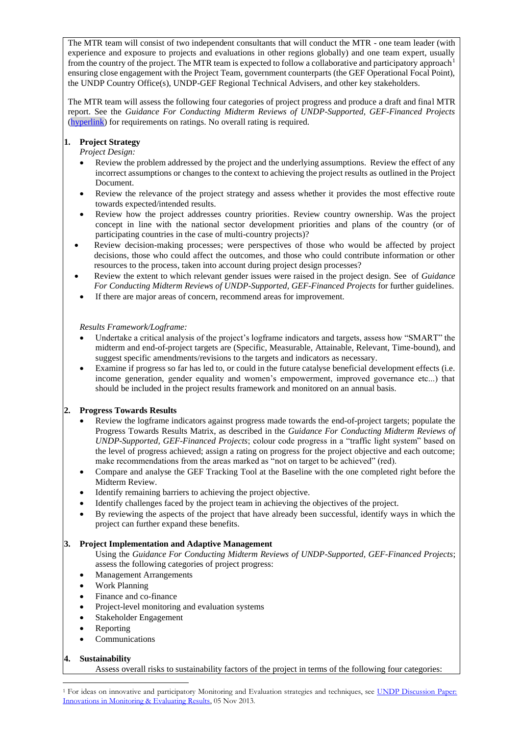The MTR team will consist of two independent consultants that will conduct the MTR - one team leader (with experience and exposure to projects and evaluations in other regions globally) and one team expert, usually from the country of the project. The MTR team is expected to follow a collaborative and participatory approach[1] ensuring close engagement with the Project Team, government counterparts (the GEF Operational Focal Point), the UNDP Country Office(s), UNDP-GEF Regional Technical Advisers, and other key stakeholders.

The MTR team will assess the following four categories of project progress and produce a draft and final MTR report. See the *Guidance For Conducting Midterm Reviews of UNDP-Supported, GEF-Financed Projects* (hyperlink) for requirements on ratings. No overall rating is required.

**1. Project Strategy**

*Project Design:*

- Review the problem addressed by the project and the underlying assumptions. Review the effect of any incorrect assumptions or changes to the context to achieving the project results as outlined in the Project Document.
- Review the relevance of the project strategy and assess whether it provides the most effective route towards expected/intended results.
- Review how the project addresses country priorities. Review country ownership. Was the project concept in line with the national sector development priorities and plans of the country (or of participating countries in the case of multi-country projects)?
- Review decision-making processes; were perspectives of those who would be affected by project decisions, those who could affect the outcomes, and those who could contribute information or other resources to the process, taken into account during project design processes?
- Review the extent to which relevant gender issues were raised in the project design. See of *Guidance For Conducting Midterm Reviews of UNDP-Supported, GEF-Financed Projects* for further guidelines.
- If there are major areas of concern, recommend areas for improvement.

*Results Framework/Logframe:*

- Undertake a critical analysis of the project's logframe indicators and targets, assess how "SMART" the midterm and end-of-project targets are (Specific, Measurable, Attainable, Relevant, Time-bound), and suggest specific amendments/revisions to the targets and indicators as necessary.
- Examine if progress so far has led to, or could in the future catalyse beneficial development effects (i.e. income generation, gender equality and women's empowerment, improved governance etc...) that should be included in the project results framework and monitored on an annual basis.

**2. Progress Towards Results**

- Review the logframe indicators against progress made towards the end-of-project targets; populate the Progress Towards Results Matrix, as described in the *Guidance For Conducting Midterm Reviews of UNDP-Supported, GEF-Financed Projects*; colour code progress in a "traffic light system" based on the level of progress achieved; assign a rating on progress for the project objective and each outcome; make recommendations from the areas marked as "not on target to be achieved" (red).
- Compare and analyse the GEF Tracking Tool at the Baseline with the one completed right before the Midterm Review.
- Identify remaining barriers to achieving the project objective.
- Identify challenges faced by the project team in achieving the objectives of the project.
- By reviewing the aspects of the project that have already been successful, identify ways in which the project can further expand these benefits.

**3. Project Implementation and Adaptive Management**

Using the *Guidance For Conducting Midterm Reviews of UNDP-Supported, GEF-Financed Projects*; assess the following categories of project progress:

- Management Arrangements
- Work Planning
- Finance and co-finance
- Project-level monitoring and evaluation systems
- Stakeholder Engagement
- Reporting
- Communications

**4. Sustainability**

Assess overall risks to sustainability factors of the project in terms of the following four categories:

[1] For ideas on innovative and participatory Monitoring and Evaluation strategies and techniques, see UNDP Discussion Paper: Innovations in Monitoring & Evaluating Results, 05 Nov 2013.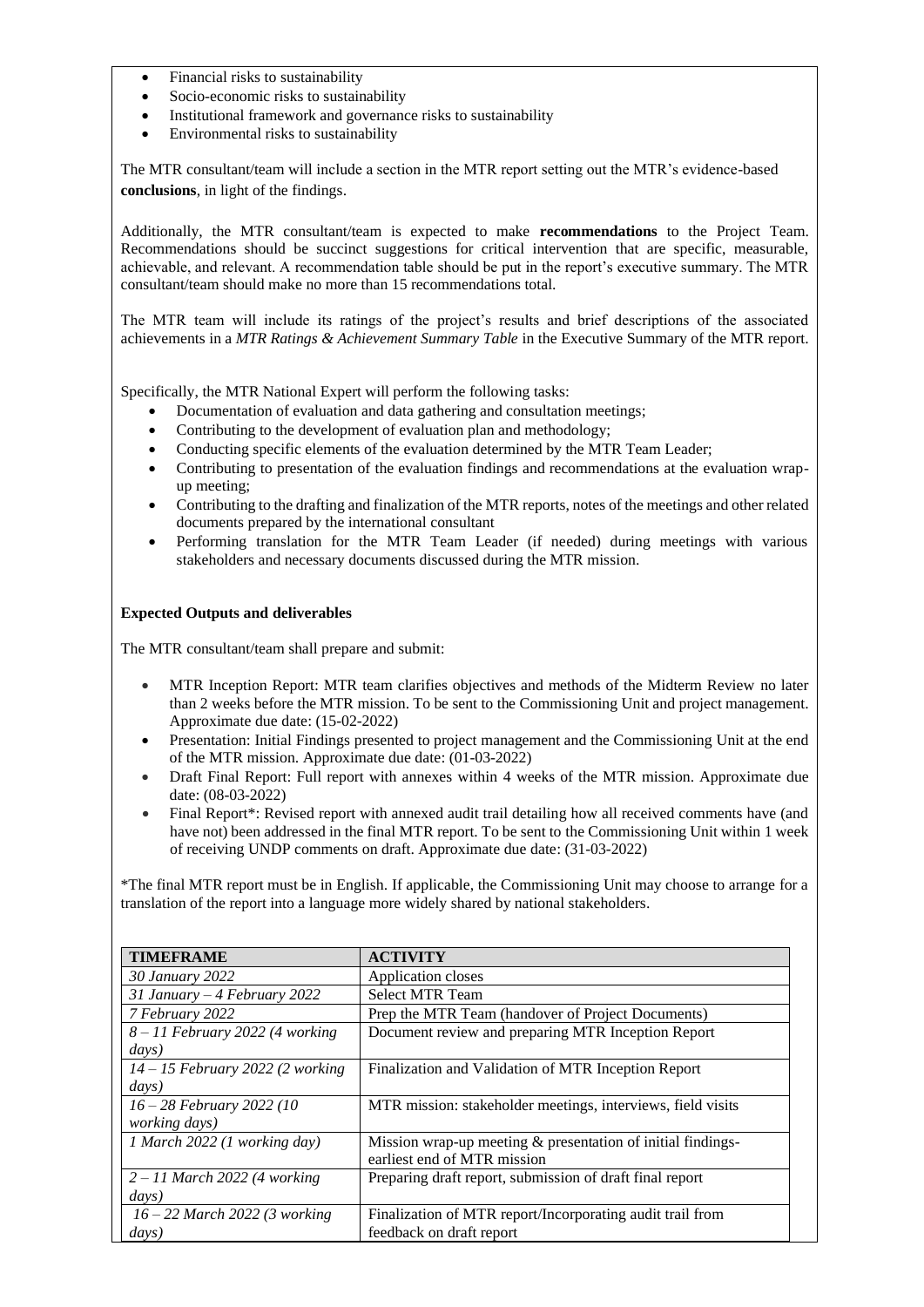- Financial risks to sustainability
- Socio-economic risks to sustainability
- Institutional framework and governance risks to sustainability
- Environmental risks to sustainability

The MTR consultant/team will include a section in the MTR report setting out the MTR's evidence-based **conclusions**, in light of the findings.

Additionally, the MTR consultant/team is expected to make **recommendations** to the Project Team. Recommendations should be succinct suggestions for critical intervention that are specific, measurable, achievable, and relevant. A recommendation table should be put in the report's executive summary. The MTR consultant/team should make no more than 15 recommendations total.

The MTR team will include its ratings of the project's results and brief descriptions of the associated achievements in a *MTR Ratings & Achievement Summary Table* in the Executive Summary of the MTR report.

Specifically, the MTR National Expert will perform the following tasks:

- Documentation of evaluation and data gathering and consultation meetings;
- Contributing to the development of evaluation plan and methodology;
- Conducting specific elements of the evaluation determined by the MTR Team Leader;
- Contributing to presentation of the evaluation findings and recommendations at the evaluation wrap-up meeting;
- Contributing to the drafting and finalization of the MTR reports, notes of the meetings and other related documents prepared by the international consultant
- Performing translation for the MTR Team Leader (if needed) during meetings with various stakeholders and necessary documents discussed during the MTR mission.

**Expected Outputs and deliverables**

The MTR consultant/team shall prepare and submit:

- MTR Inception Report: MTR team clarifies objectives and methods of the Midterm Review no later than 2 weeks before the MTR mission. To be sent to the Commissioning Unit and project management. Approximate due date: (15-02-2022)
- Presentation: Initial Findings presented to project management and the Commissioning Unit at the end of the MTR mission. Approximate due date: (01-03-2022)
- Draft Final Report: Full report with annexes within 4 weeks of the MTR mission. Approximate due date: (08-03-2022)
- Final Report*: Revised report with annexed audit trail detailing how all received comments have (and have not) been addressed in the final MTR report. To be sent to the Commissioning Unit within 1 week of receiving UNDP comments on draft. Approximate due date: (31-03-2022)

*The final MTR report must be in English. If applicable, the Commissioning Unit may choose to arrange for a translation of the report into a language more widely shared by national stakeholders.

| TIMEFRAME | ACTIVITY |
|---|---|
| *30 January 2022* | Application closes |
| *31 January – 4 February 2022* | Select MTR Team |
| *7 February 2022* | Prep the MTR Team (handover of Project Documents) |
| *8 – 11 February 2022 (4 working days)* | Document review and preparing MTR Inception Report |
| *14 – 15 February 2022 (2 working days)* | Finalization and Validation of MTR Inception Report |
| *16 – 28 February 2022 (10 working days)* | MTR mission: stakeholder meetings, interviews, field visits |
| *1 March 2022 (1 working day)* | Mission wrap-up meeting & presentation of initial findings- earliest end of MTR mission |
| *2 – 11 March 2022 (4 working days)* | Preparing draft report, submission of draft final report |
| *16 – 22 March 2022 (3 working days)* | Finalization of MTR report/Incorporating audit trail from feedback on draft report |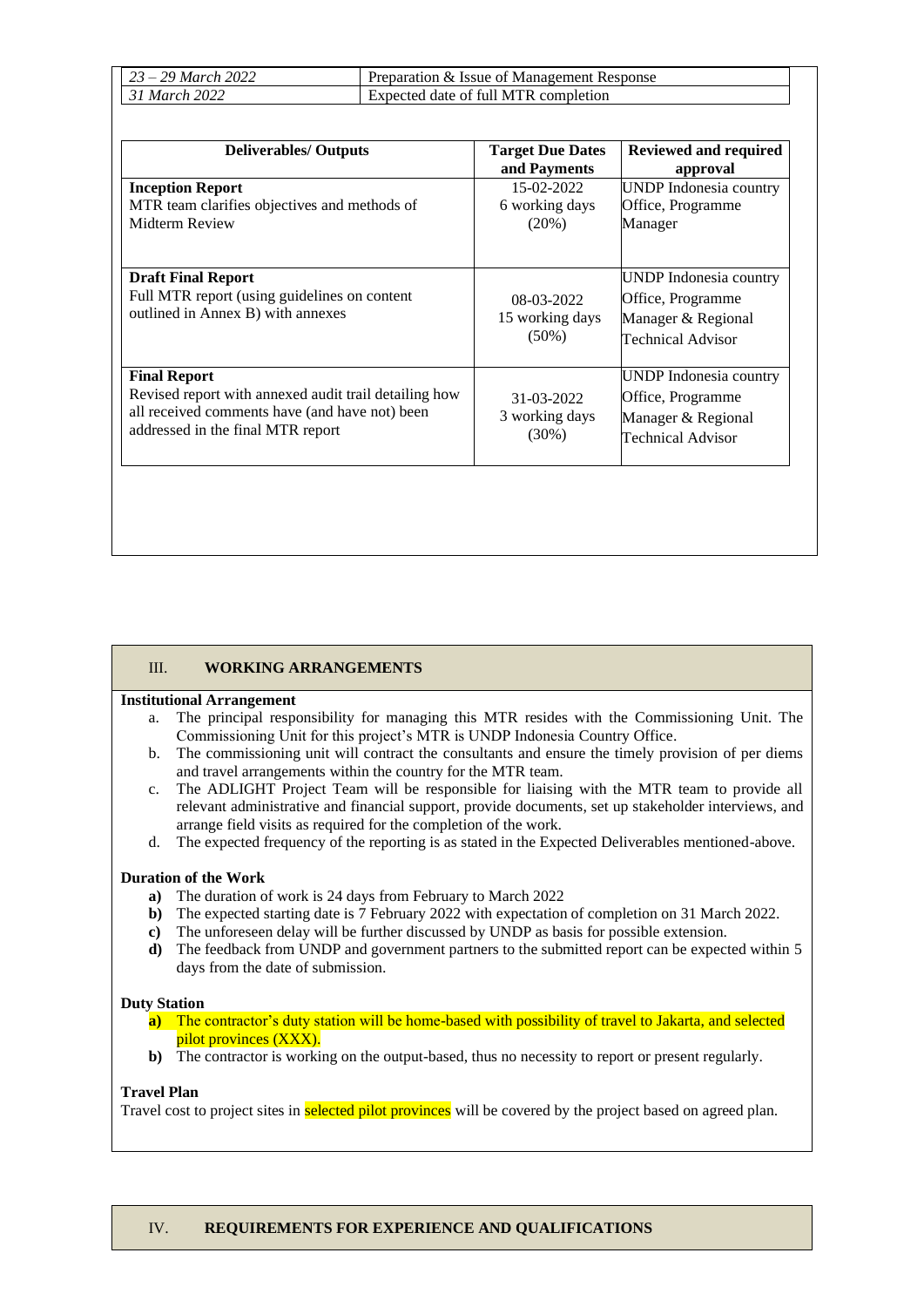| | |
|---|---|
| *23 – 29 March 2022* | Preparation & Issue of Management Response |
| *31 March 2022* | Expected date of full MTR completion |

| Deliverables/ Outputs | Target Due Dates and Payments | Reviewed and required approval |
|---|---|---|
| **Inception Report**<br>MTR team clarifies objectives and methods of Midterm Review | 15-02-2022<br>6 working days<br>(20%) | UNDP Indonesia country Office, Programme Manager |
| **Draft Final Report**<br>Full MTR report (using guidelines on content outlined in Annex B) with annexes | 08-03-2022<br>15 working days<br>(50%) | UNDP Indonesia country Office, Programme Manager & Regional Technical Advisor |
| **Final Report**<br>Revised report with annexed audit trail detailing how all received comments have (and have not) been addressed in the final MTR report | 31-03-2022<br>3 working days<br>(30%) | UNDP Indonesia country Office, Programme Manager & Regional Technical Advisor |

## III. WORKING ARRANGEMENTS

**Institutional Arrangement**

a. The principal responsibility for managing this MTR resides with the Commissioning Unit. The Commissioning Unit for this project's MTR is UNDP Indonesia Country Office.
b. The commissioning unit will contract the consultants and ensure the timely provision of per diems and travel arrangements within the country for the MTR team.
c. The ADLIGHT Project Team will be responsible for liaising with the MTR team to provide all relevant administrative and financial support, provide documents, set up stakeholder interviews, and arrange field visits as required for the completion of the work.
d. The expected frequency of the reporting is as stated in the Expected Deliverables mentioned-above.

**Duration of the Work**

**a)** The duration of work is 24 days from February to March 2022
**b)** The expected starting date is 7 February 2022 with expectation of completion on 31 March 2022.
**c)** The unforeseen delay will be further discussed by UNDP as basis for possible extension.
**d)** The feedback from UNDP and government partners to the submitted report can be expected within 5 days from the date of submission.

**Duty Station**

**a)** The contractor's duty station will be home-based with possibility of travel to Jakarta, and selected pilot provinces (XXX).
**b)** The contractor is working on the output-based, thus no necessity to report or present regularly.

**Travel Plan**

Travel cost to project sites in selected pilot provinces will be covered by the project based on agreed plan.

## IV. REQUIREMENTS FOR EXPERIENCE AND QUALIFICATIONS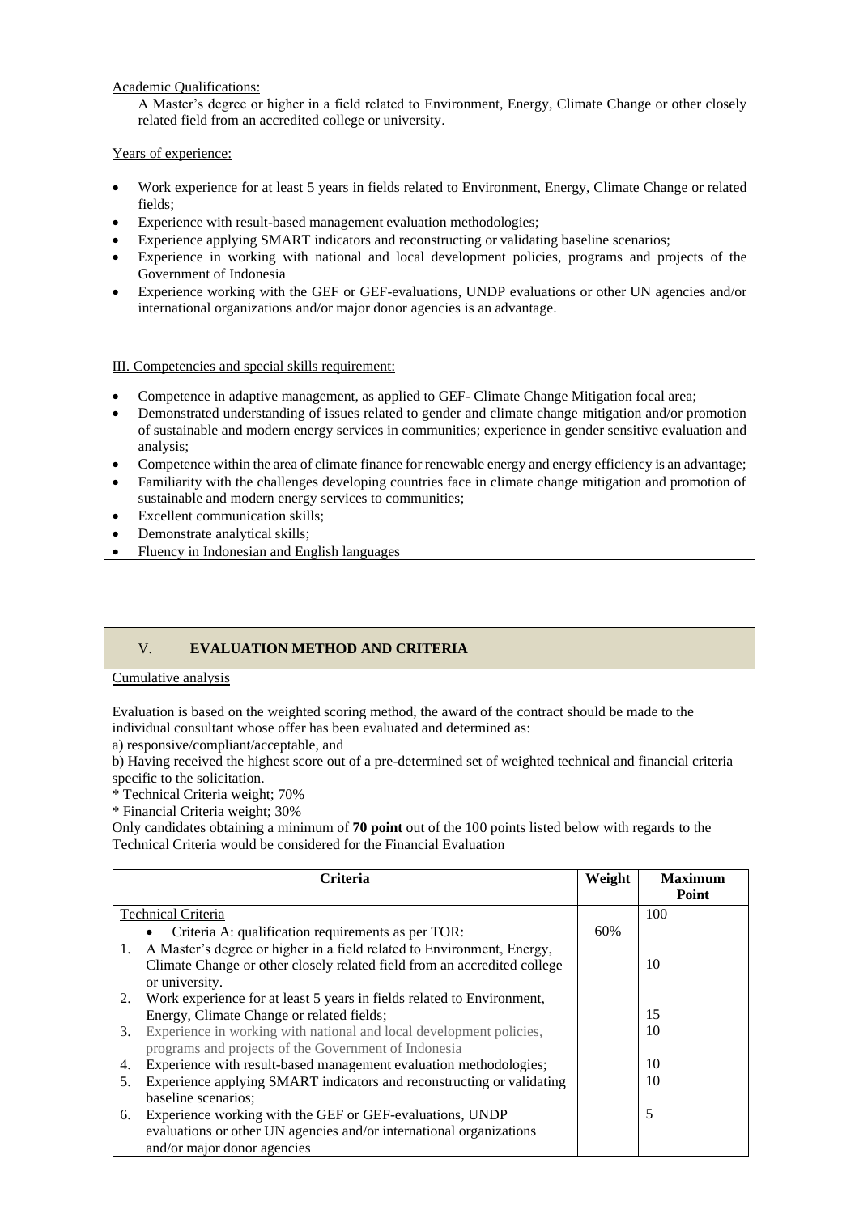Academic Qualifications:

A Master's degree or higher in a field related to Environment, Energy, Climate Change or other closely related field from an accredited college or university.

Years of experience:

- Work experience for at least 5 years in fields related to Environment, Energy, Climate Change or related fields;
- Experience with result-based management evaluation methodologies;
- Experience applying SMART indicators and reconstructing or validating baseline scenarios;
- Experience in working with national and local development policies, programs and projects of the Government of Indonesia
- Experience working with the GEF or GEF-evaluations, UNDP evaluations or other UN agencies and/or international organizations and/or major donor agencies is an advantage.

III. Competencies and special skills requirement:

- Competence in adaptive management, as applied to GEF- Climate Change Mitigation focal area;
- Demonstrated understanding of issues related to gender and climate change mitigation and/or promotion of sustainable and modern energy services in communities; experience in gender sensitive evaluation and analysis;
- Competence within the area of climate finance for renewable energy and energy efficiency is an advantage;
- Familiarity with the challenges developing countries face in climate change mitigation and promotion of sustainable and modern energy services to communities;
- Excellent communication skills;
- Demonstrate analytical skills;
- Fluency in Indonesian and English languages

## V. EVALUATION METHOD AND CRITERIA

Cumulative analysis

Evaluation is based on the weighted scoring method, the award of the contract should be made to the individual consultant whose offer has been evaluated and determined as:

a) responsive/compliant/acceptable, and

b) Having received the highest score out of a pre-determined set of weighted technical and financial criteria specific to the solicitation.

\* Technical Criteria weight; 70%

\* Financial Criteria weight; 30%

Only candidates obtaining a minimum of **70 point** out of the 100 points listed below with regards to the Technical Criteria would be considered for the Financial Evaluation

| Criteria | Weight | Maximum Point |
|---|---|---|
| Technical Criteria | | 100 |
| • Criteria A: qualification requirements as per TOR: | 60% | |
| 1. A Master's degree or higher in a field related to Environment, Energy, Climate Change or other closely related field from an accredited college or university. | | 10 |
| 2. Work experience for at least 5 years in fields related to Environment, Energy, Climate Change or related fields; | | 15 |
| 3. Experience in working with national and local development policies, programs and projects of the Government of Indonesia | | 10 |
| 4. Experience with result-based management evaluation methodologies; | | 10 |
| 5. Experience applying SMART indicators and reconstructing or validating baseline scenarios; | | 10 |
| 6. Experience working with the GEF or GEF-evaluations, UNDP evaluations or other UN agencies and/or international organizations and/or major donor agencies | | 5 |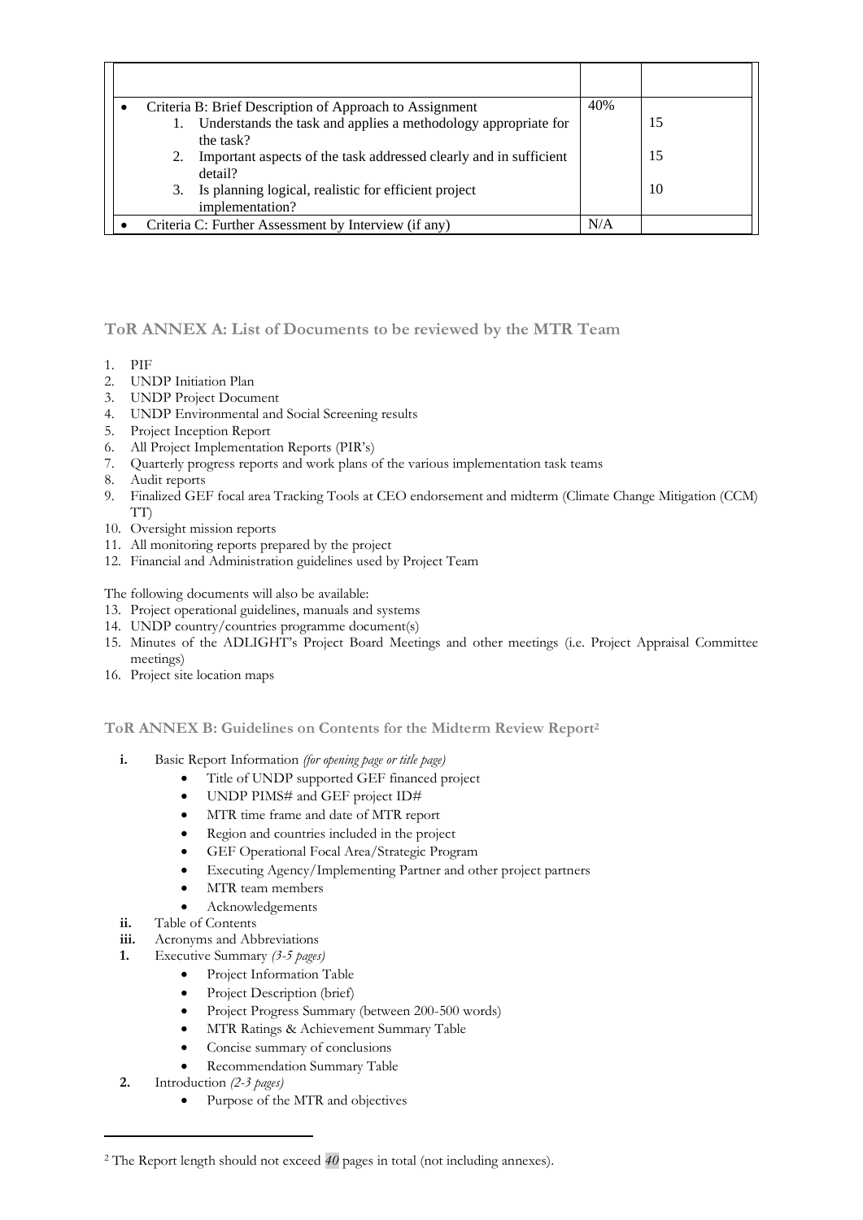| | | |
|---|---|---|
| | | |
| • Criteria B: Brief Description of Approach to Assignment | 40% | |
| 1. Understands the task and applies a methodology appropriate for the task? | | 15 |
| 2. Important aspects of the task addressed clearly and in sufficient detail? | | 15 |
| 3. Is planning logical, realistic for efficient project implementation? | | 10 |
| • Criteria C: Further Assessment by Interview (if any) | N/A | |

## ToR ANNEX A: List of Documents to be reviewed by the MTR Team

1. PIF
2. UNDP Initiation Plan
3. UNDP Project Document
4. UNDP Environmental and Social Screening results
5. Project Inception Report
6. All Project Implementation Reports (PIR's)
7. Quarterly progress reports and work plans of the various implementation task teams
8. Audit reports
9. Finalized GEF focal area Tracking Tools at CEO endorsement and midterm (Climate Change Mitigation (CCM) TT)
10. Oversight mission reports
11. All monitoring reports prepared by the project
12. Financial and Administration guidelines used by Project Team

The following documents will also be available:

13. Project operational guidelines, manuals and systems
14. UNDP country/countries programme document(s)
15. Minutes of the ADLIGHT's Project Board Meetings and other meetings (i.e. Project Appraisal Committee meetings)
16. Project site location maps

## ToR ANNEX B: Guidelines on Contents for the Midterm Review Report[2]

**i.** Basic Report Information *(for opening page or title page)*
  - Title of UNDP supported GEF financed project
  - UNDP PIMS# and GEF project ID#
  - MTR time frame and date of MTR report
  - Region and countries included in the project
  - GEF Operational Focal Area/Strategic Program
  - Executing Agency/Implementing Partner and other project partners
  - MTR team members
  - Acknowledgements

**ii.** Table of Contents

**iii.** Acronyms and Abbreviations

**1.** Executive Summary *(3-5 pages)*
  - Project Information Table
  - Project Description (brief)
  - Project Progress Summary (between 200-500 words)
  - MTR Ratings & Achievement Summary Table
  - Concise summary of conclusions
  - Recommendation Summary Table

**2.** Introduction *(2-3 pages)*
  - Purpose of the MTR and objectives

[2] The Report length should not exceed *40* pages in total (not including annexes).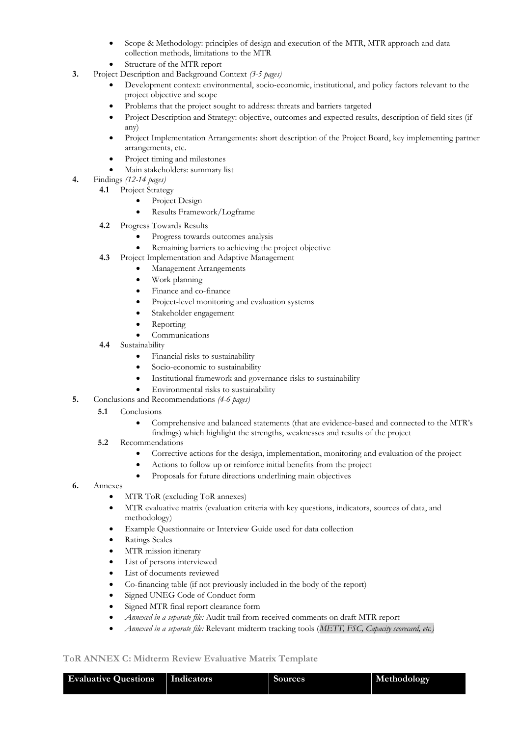- Scope & Methodology: principles of design and execution of the MTR, MTR approach and data collection methods, limitations to the MTR
- Structure of the MTR report

**3.** Project Description and Background Context *(3-5 pages)*

- Development context: environmental, socio-economic, institutional, and policy factors relevant to the project objective and scope
- Problems that the project sought to address: threats and barriers targeted
- Project Description and Strategy: objective, outcomes and expected results, description of field sites (if any)
- Project Implementation Arrangements: short description of the Project Board, key implementing partner arrangements, etc.
- Project timing and milestones
- Main stakeholders: summary list

**4.** Findings *(12-14 pages)*

**4.1** Project Strategy

- Project Design
- Results Framework/Logframe

**4.2** Progress Towards Results

- Progress towards outcomes analysis
- Remaining barriers to achieving the project objective

**4.3** Project Implementation and Adaptive Management

- Management Arrangements
- Work planning
- Finance and co-finance
- Project-level monitoring and evaluation systems
- Stakeholder engagement
- Reporting
- Communications

**4.4** Sustainability

- Financial risks to sustainability
- Socio-economic to sustainability
- Institutional framework and governance risks to sustainability
- Environmental risks to sustainability

**5.** Conclusions and Recommendations *(4-6 pages)*

**5.1** Conclusions

- Comprehensive and balanced statements (that are evidence-based and connected to the MTR's findings) which highlight the strengths, weaknesses and results of the project

**5.2** Recommendations

- Corrective actions for the design, implementation, monitoring and evaluation of the project
- Actions to follow up or reinforce initial benefits from the project
- Proposals for future directions underlining main objectives

**6.** Annexes

- MTR ToR (excluding ToR annexes)
- MTR evaluative matrix (evaluation criteria with key questions, indicators, sources of data, and methodology)
- Example Questionnaire or Interview Guide used for data collection
- Ratings Scales
- MTR mission itinerary
- List of persons interviewed
- List of documents reviewed
- Co-financing table (if not previously included in the body of the report)
- Signed UNEG Code of Conduct form
- Signed MTR final report clearance form
- *Annexed in a separate file:* Audit trail from received comments on draft MTR report
- *Annexed in a separate file:* Relevant midterm tracking tools (*METT, FSC, Capacity scorecard, etc.)*

## ToR ANNEX C: Midterm Review Evaluative Matrix Template

| Evaluative Questions | Indicators | Sources | Methodology |
|---|---|---|---|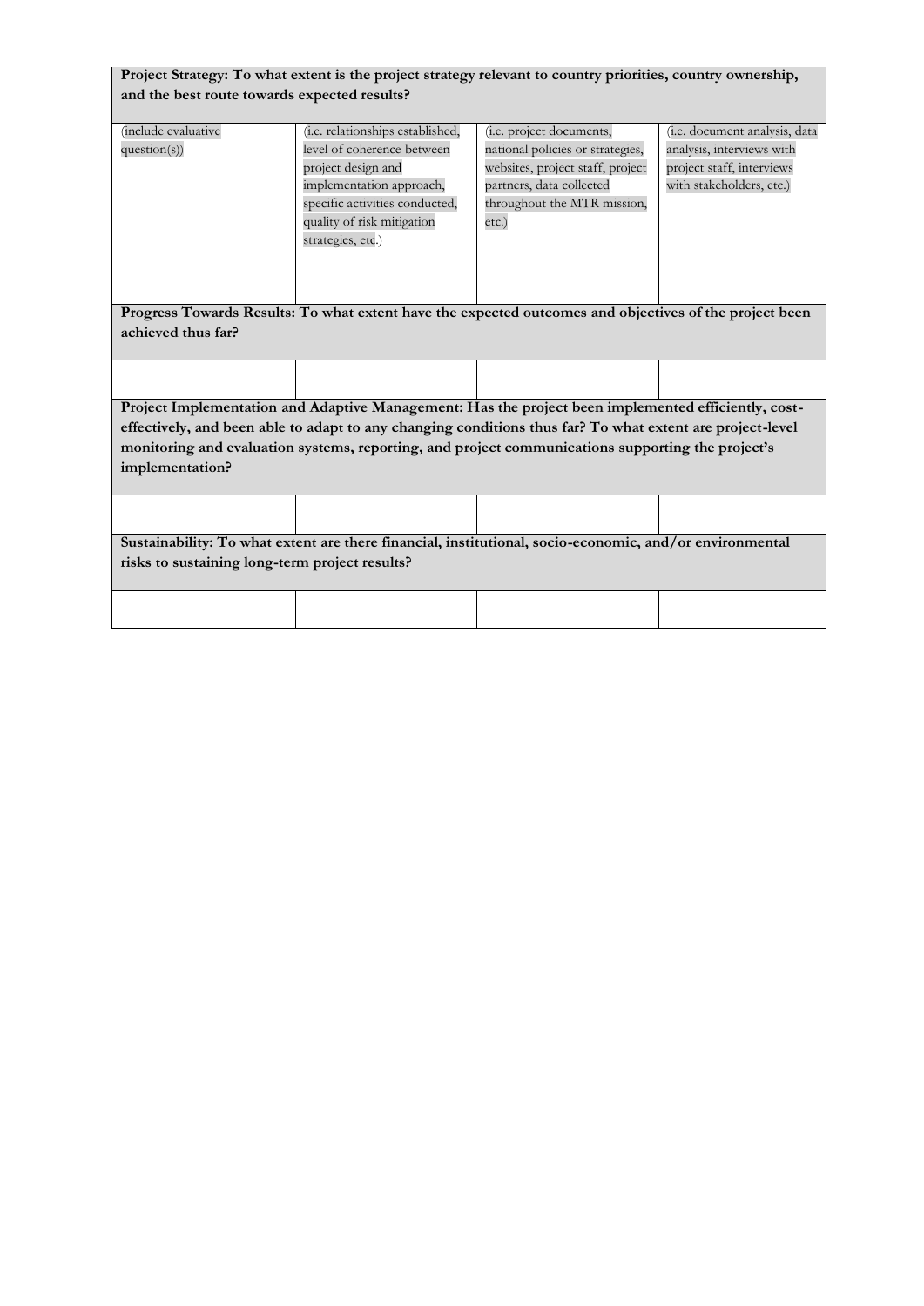| **Project Strategy: To what extent is the project strategy relevant to country priorities, country ownership, and the best route towards expected results?** | | | |
|---|---|---|---|
| (include evaluative question(s)) | (i.e. relationships established, level of coherence between project design and implementation approach, specific activities conducted, quality of risk mitigation strategies, etc.) | (i.e. project documents, national policies or strategies, websites, project staff, project partners, data collected throughout the MTR mission, etc.) | (i.e. document analysis, data analysis, interviews with project staff, interviews with stakeholders, etc.) |
| | | | |
| **Progress Towards Results: To what extent have the expected outcomes and objectives of the project been achieved thus far?** | | | |
| | | | |
| **Project Implementation and Adaptive Management: Has the project been implemented efficiently, cost-effectively, and been able to adapt to any changing conditions thus far? To what extent are project-level monitoring and evaluation systems, reporting, and project communications supporting the project's implementation?** | | | |
| | | | |
| **Sustainability: To what extent are there financial, institutional, socio-economic, and/or environmental risks to sustaining long-term project results?** | | | |
| | | | |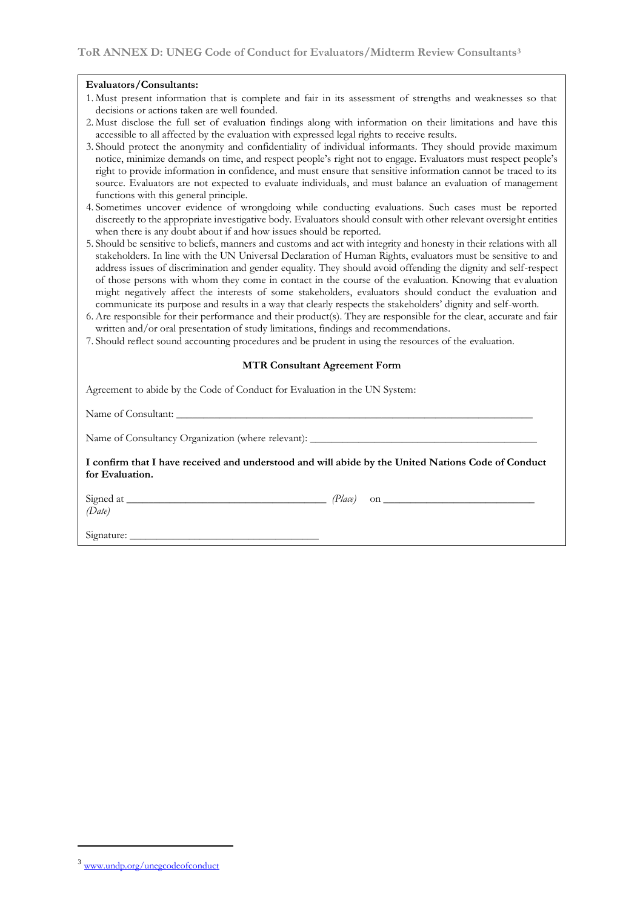## ToR ANNEX D: UNEG Code of Conduct for Evaluators/Midterm Review Consultants[3]

**Evaluators/Consultants:**

1. Must present information that is complete and fair in its assessment of strengths and weaknesses so that decisions or actions taken are well founded.
2. Must disclose the full set of evaluation findings along with information on their limitations and have this accessible to all affected by the evaluation with expressed legal rights to receive results.
3. Should protect the anonymity and confidentiality of individual informants. They should provide maximum notice, minimize demands on time, and respect people's right not to engage. Evaluators must respect people's right to provide information in confidence, and must ensure that sensitive information cannot be traced to its source. Evaluators are not expected to evaluate individuals, and must balance an evaluation of management functions with this general principle.
4. Sometimes uncover evidence of wrongdoing while conducting evaluations. Such cases must be reported discreetly to the appropriate investigative body. Evaluators should consult with other relevant oversight entities when there is any doubt about if and how issues should be reported.
5. Should be sensitive to beliefs, manners and customs and act with integrity and honesty in their relations with all stakeholders. In line with the UN Universal Declaration of Human Rights, evaluators must be sensitive to and address issues of discrimination and gender equality. They should avoid offending the dignity and self-respect of those persons with whom they come in contact in the course of the evaluation. Knowing that evaluation might negatively affect the interests of some stakeholders, evaluators should conduct the evaluation and communicate its purpose and results in a way that clearly respects the stakeholders' dignity and self-worth.
6. Are responsible for their performance and their product(s). They are responsible for the clear, accurate and fair written and/or oral presentation of study limitations, findings and recommendations.
7. Should reflect sound accounting procedures and be prudent in using the resources of the evaluation.

**MTR Consultant Agreement Form**

Agreement to abide by the Code of Conduct for Evaluation in the UN System:

Name of Consultant: ___________________________________________________________________

Name of Consultancy Organization (where relevant): ________________________________________

**I confirm that I have received and understood and will abide by the United Nations Code of Conduct for Evaluation.**

Signed at _____________________________________ *(Place)* on ____________________________ *(Date)*

Signature: ___________________________________

---

[3] www.undp.org/unegcodeofconduct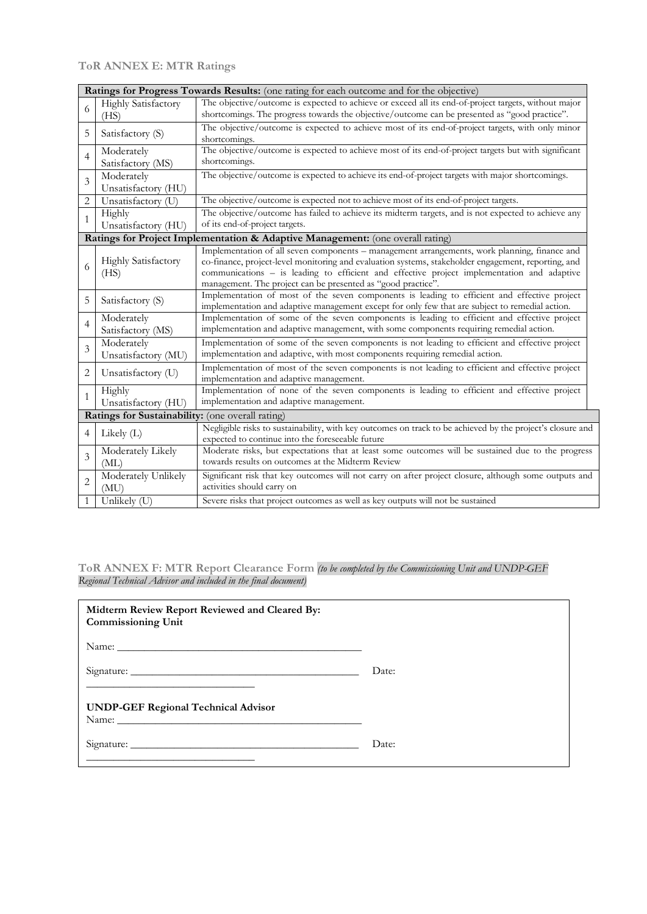### ToR ANNEX E: MTR Ratings

| | | |
|---|---|---|
| **Ratings for Progress Towards Results:** (one rating for each outcome and for the objective) | | |
| 6 | Highly Satisfactory (HS) | The objective/outcome is expected to achieve or exceed all its end-of-project targets, without major shortcomings. The progress towards the objective/outcome can be presented as "good practice". |
| 5 | Satisfactory (S) | The objective/outcome is expected to achieve most of its end-of-project targets, with only minor shortcomings. |
| 4 | Moderately Satisfactory (MS) | The objective/outcome is expected to achieve most of its end-of-project targets but with significant shortcomings. |
| 3 | Moderately Unsatisfactory (HU) | The objective/outcome is expected to achieve its end-of-project targets with major shortcomings. |
| 2 | Unsatisfactory (U) | The objective/outcome is expected not to achieve most of its end-of-project targets. |
| 1 | Highly Unsatisfactory (HU) | The objective/outcome has failed to achieve its midterm targets, and is not expected to achieve any of its end-of-project targets. |
| **Ratings for Project Implementation & Adaptive Management:** (one overall rating) | | |
| 6 | Highly Satisfactory (HS) | Implementation of all seven components – management arrangements, work planning, finance and co-finance, project-level monitoring and evaluation systems, stakeholder engagement, reporting, and communications – is leading to efficient and effective project implementation and adaptive management. The project can be presented as "good practice". |
| 5 | Satisfactory (S) | Implementation of most of the seven components is leading to efficient and effective project implementation and adaptive management except for only few that are subject to remedial action. |
| 4 | Moderately Satisfactory (MS) | Implementation of some of the seven components is leading to efficient and effective project implementation and adaptive management, with some components requiring remedial action. |
| 3 | Moderately Unsatisfactory (MU) | Implementation of some of the seven components is not leading to efficient and effective project implementation and adaptive, with most components requiring remedial action. |
| 2 | Unsatisfactory (U) | Implementation of most of the seven components is not leading to efficient and effective project implementation and adaptive management. |
| 1 | Highly Unsatisfactory (HU) | Implementation of none of the seven components is leading to efficient and effective project implementation and adaptive management. |
| **Ratings for Sustainability:** (one overall rating) | | |
| 4 | Likely (L) | Negligible risks to sustainability, with key outcomes on track to be achieved by the project's closure and expected to continue into the foreseeable future |
| 3 | Moderately Likely (ML) | Moderate risks, but expectations that at least some outcomes will be sustained due to the progress towards results on outcomes at the Midterm Review |
| 2 | Moderately Unlikely (MU) | Significant risk that key outcomes will not carry on after project closure, although some outputs and activities should carry on |
| 1 | Unlikely (U) | Severe risks that project outcomes as well as key outputs will not be sustained |

### ToR ANNEX F: MTR Report Clearance Form *(to be completed by the Commissioning Unit and UNDP-GEF Regional Technical Advisor and included in the final document)*

**Midterm Review Report Reviewed and Cleared By:**
**Commissioning Unit**

Name: ___________________________________________

Signature: ________________________________________ Date: _______________________________

**UNDP-GEF Regional Technical Advisor**

Name: ___________________________________________

Signature: ________________________________________ Date: _______________________________